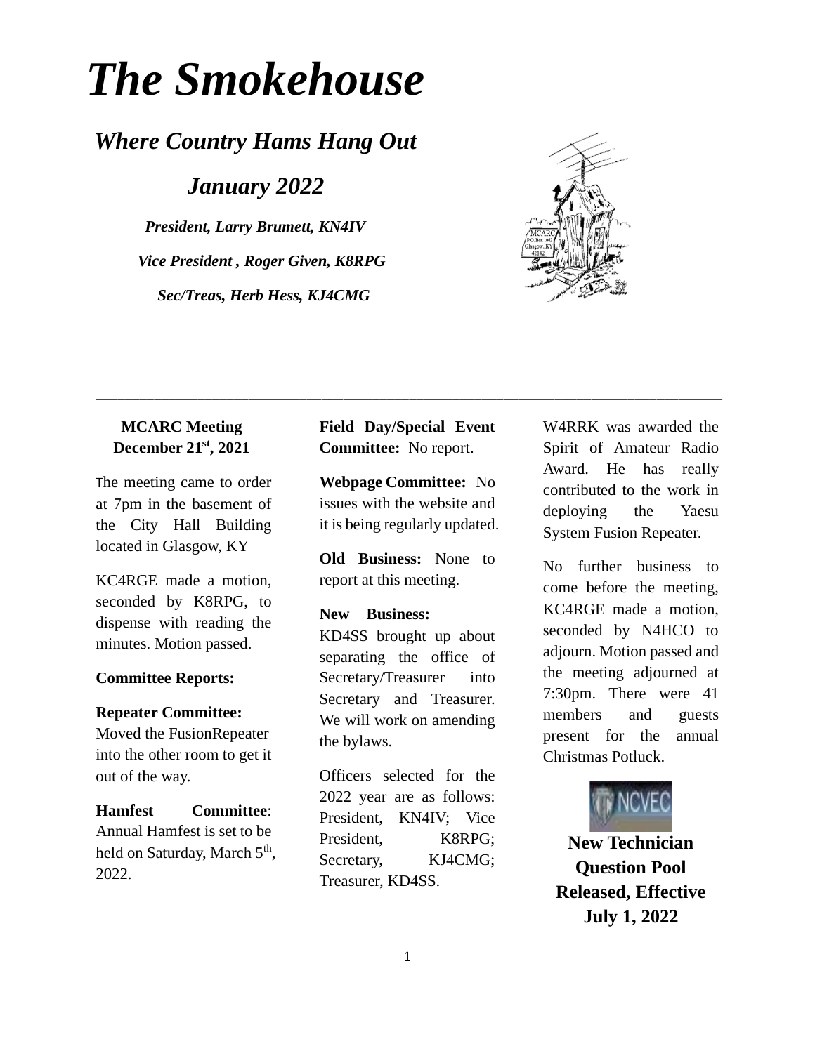# *The Smokehouse*

## *Where Country Hams Hang Out*

## *January 2022*

***President, Larry Brumett, KN4IV***

***Vice President , Roger Given, K8RPG***

***Sec/Treas, Herb Hess, KJ4CMG***

---

### MCARC Meeting December 21st, 2021

The meeting came to order at 7pm in the basement of the City Hall Building located in Glasgow, KY

KC4RGE made a motion, seconded by K8RPG, to dispense with reading the minutes. Motion passed.

**Committee Reports:**

**Repeater Committee:** Moved the FusionRepeater into the other room to get it out of the way.

**Hamfest Committee**: Annual Hamfest is set to be held on Saturday, March 5th, 2022.

**Field Day/Special Event Committee:** No report.

**Webpage Committee:** No issues with the website and it is being regularly updated.

**Old Business:** None to report at this meeting.

**New Business:** KD4SS brought up about separating the office of Secretary/Treasurer into Secretary and Treasurer. We will work on amending the bylaws.

Officers selected for the 2022 year are as follows: President, KN4IV; Vice President, K8RPG; Secretary, KJ4CMG; Treasurer, KD4SS.

W4RRK was awarded the Spirit of Amateur Radio Award. He has really contributed to the work in deploying the Yaesu System Fusion Repeater.

No further business to come before the meeting, KC4RGE made a motion, seconded by N4HCO to adjourn. Motion passed and the meeting adjourned at 7:30pm. There were 41 members and guests present for the annual Christmas Potluck.

### New Technician Question Pool Released, Effective July 1, 2022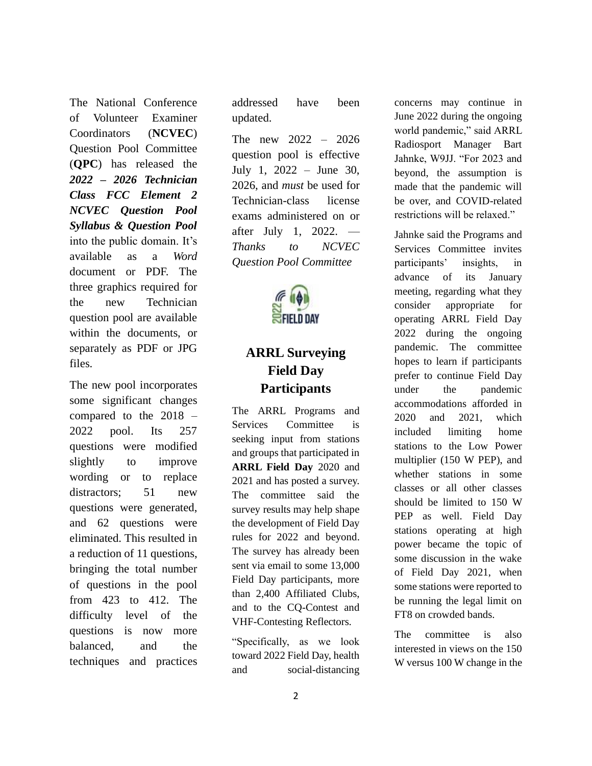The National Conference of Volunteer Examiner Coordinators (**NCVEC**) Question Pool Committee (**QPC**) has released the ***2022 – 2026 Technician Class FCC Element 2 NCVEC Question Pool Syllabus & Question Pool*** into the public domain. It's available as a *Word* document or PDF. The three graphics required for the new Technician question pool are available within the documents, or separately as PDF or JPG files.

The new pool incorporates some significant changes compared to the 2018 – 2022 pool. Its 257 questions were modified slightly to improve wording or to replace distractors; 51 new questions were generated, and 62 questions were eliminated. This resulted in a reduction of 11 questions, bringing the total number of questions in the pool from 423 to 412. The difficulty level of the questions is now more balanced, and the techniques and practices addressed have been updated.

The new 2022 – 2026 question pool is effective July 1, 2022 – June 30, 2026, and *must* be used for Technician-class license exams administered on or after July 1, 2022. — *Thanks to NCVEC Question Pool Committee*

## ARRL Surveying Field Day Participants

The ARRL Programs and Services Committee is seeking input from stations and groups that participated in **ARRL Field Day** 2020 and 2021 and has posted a survey. The committee said the survey results may help shape the development of Field Day rules for 2022 and beyond. The survey has already been sent via email to some 13,000 Field Day participants, more than 2,400 Affiliated Clubs, and to the CQ-Contest and VHF-Contesting Reflectors.

"Specifically, as we look toward 2022 Field Day, health and social-distancing concerns may continue in June 2022 during the ongoing world pandemic," said ARRL Radiosport Manager Bart Jahnke, W9JJ. "For 2023 and beyond, the assumption is made that the pandemic will be over, and COVID-related restrictions will be relaxed."

Jahnke said the Programs and Services Committee invites participants' insights, in advance of its January meeting, regarding what they consider appropriate for operating ARRL Field Day 2022 during the ongoing pandemic. The committee hopes to learn if participants prefer to continue Field Day under the pandemic accommodations afforded in 2020 and 2021, which included limiting home stations to the Low Power multiplier (150 W PEP), and whether stations in some classes or all other classes should be limited to 150 W PEP as well. Field Day stations operating at high power became the topic of some discussion in the wake of Field Day 2021, when some stations were reported to be running the legal limit on FT8 on crowded bands.

The committee is also interested in views on the 150 W versus 100 W change in the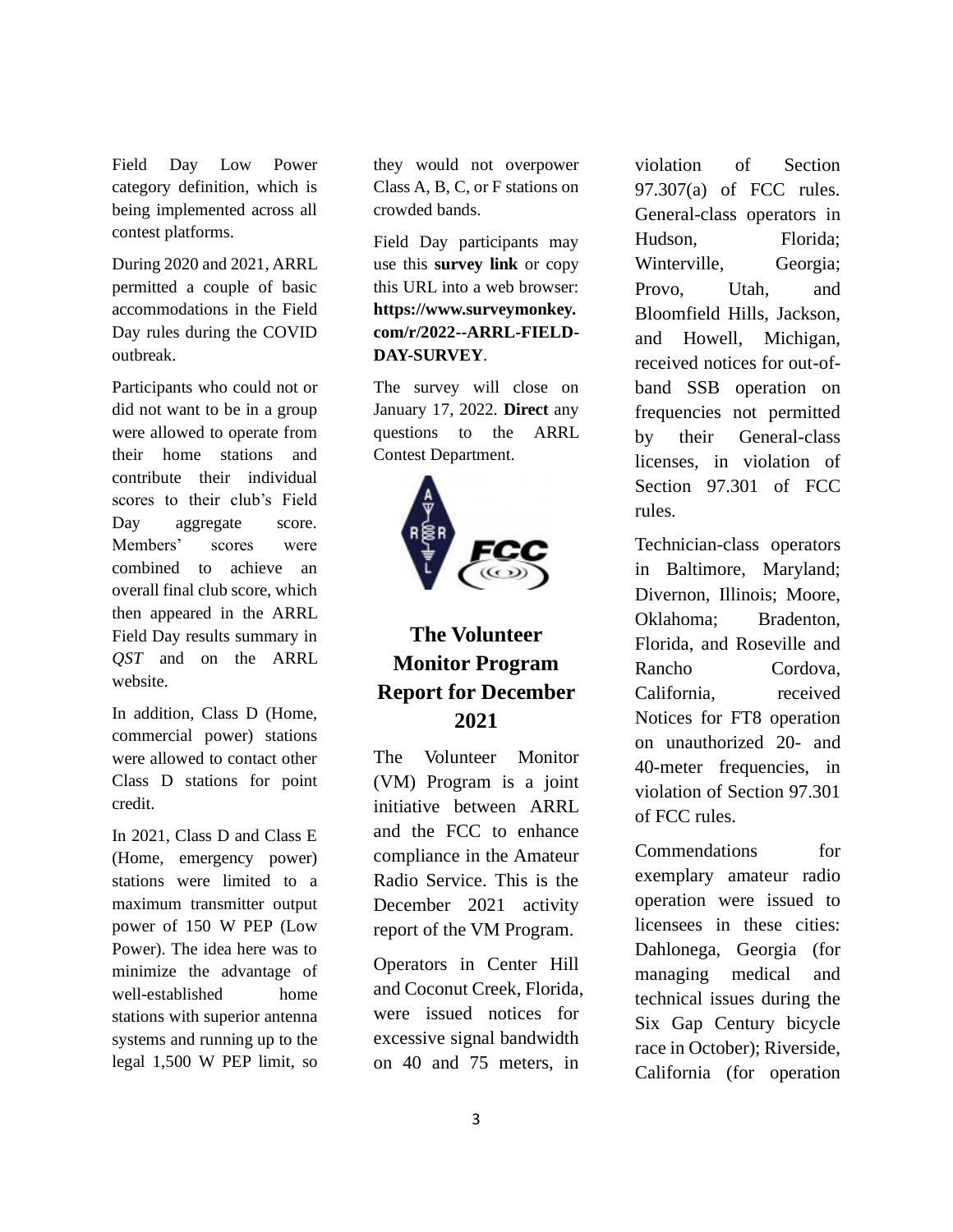Field Day Low Power category definition, which is being implemented across all contest platforms.

During 2020 and 2021, ARRL permitted a couple of basic accommodations in the Field Day rules during the COVID outbreak.

Participants who could not or did not want to be in a group were allowed to operate from their home stations and contribute their individual scores to their club's Field Day aggregate score. Members' scores were combined to achieve an overall final club score, which then appeared in the ARRL Field Day results summary in *QST* and on the ARRL website.

In addition, Class D (Home, commercial power) stations were allowed to contact other Class D stations for point credit.

In 2021, Class D and Class E (Home, emergency power) stations were limited to a maximum transmitter output power of 150 W PEP (Low Power). The idea here was to minimize the advantage of well-established home stations with superior antenna systems and running up to the legal 1,500 W PEP limit, so they would not overpower Class A, B, C, or F stations on crowded bands.

Field Day participants may use this **survey link** or copy this URL into a web browser: **https://www.surveymonkey.com/r/2022--ARRL-FIELD-DAY-SURVEY**.

The survey will close on January 17, 2022. **Direct** any questions to the ARRL Contest Department.

## The Volunteer Monitor Program Report for December 2021

The Volunteer Monitor (VM) Program is a joint initiative between ARRL and the FCC to enhance compliance in the Amateur Radio Service. This is the December 2021 activity report of the VM Program.

Operators in Center Hill and Coconut Creek, Florida, were issued notices for excessive signal bandwidth on 40 and 75 meters, in violation of Section 97.307(a) of FCC rules. General-class operators in Hudson, Florida; Winterville, Georgia; Provo, Utah, and Bloomfield Hills, Jackson, and Howell, Michigan, received notices for out-of-band SSB operation on frequencies not permitted by their General-class licenses, in violation of Section 97.301 of FCC rules.

Technician-class operators in Baltimore, Maryland; Divernon, Illinois; Moore, Oklahoma; Bradenton, Florida, and Roseville and Rancho Cordova, California, received Notices for FT8 operation on unauthorized 20- and 40-meter frequencies, in violation of Section 97.301 of FCC rules.

Commendations for exemplary amateur radio operation were issued to licensees in these cities: Dahlonega, Georgia (for managing medical and technical issues during the Six Gap Century bicycle race in October); Riverside, California (for operation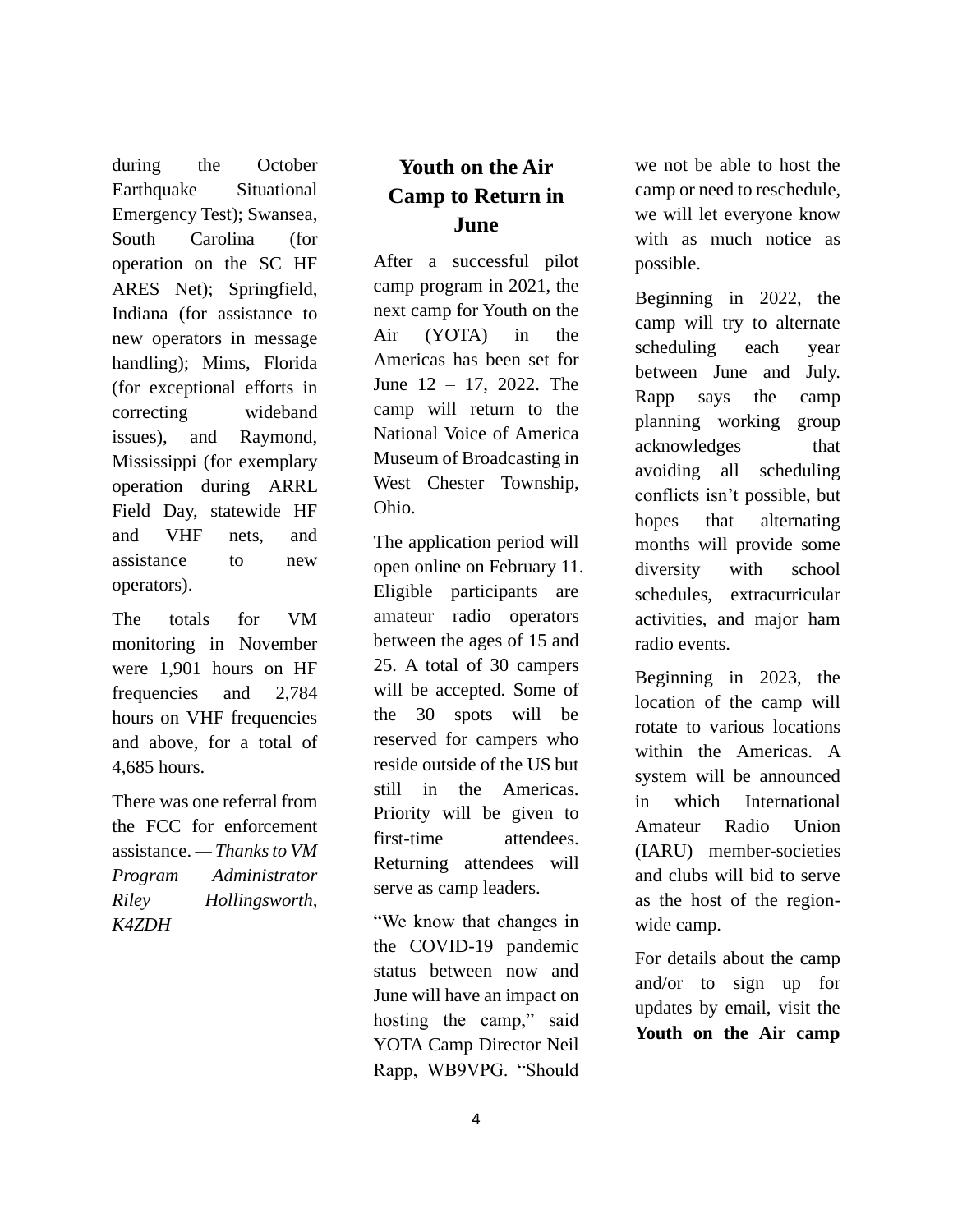during the October Earthquake Situational Emergency Test); Swansea, South Carolina (for operation on the SC HF ARES Net); Springfield, Indiana (for assistance to new operators in message handling); Mims, Florida (for exceptional efforts in correcting wideband issues), and Raymond, Mississippi (for exemplary operation during ARRL Field Day, statewide HF and VHF nets, and assistance to new operators).

The totals for VM monitoring in November were 1,901 hours on HF frequencies and 2,784 hours on VHF frequencies and above, for a total of 4,685 hours.

There was one referral from the FCC for enforcement assistance. — *Thanks to VM Program Administrator Riley Hollingsworth, K4ZDH*

## Youth on the Air Camp to Return in June

After a successful pilot camp program in 2021, the next camp for Youth on the Air (YOTA) in the Americas has been set for June 12 – 17, 2022. The camp will return to the National Voice of America Museum of Broadcasting in West Chester Township, Ohio.

The application period will open online on February 11. Eligible participants are amateur radio operators between the ages of 15 and 25. A total of 30 campers will be accepted. Some of the 30 spots will be reserved for campers who reside outside of the US but still in the Americas. Priority will be given to first-time attendees. Returning attendees will serve as camp leaders.

"We know that changes in the COVID-19 pandemic status between now and June will have an impact on hosting the camp," said YOTA Camp Director Neil Rapp, WB9VPG. "Should we not be able to host the camp or need to reschedule, we will let everyone know with as much notice as possible.

Beginning in 2022, the camp will try to alternate scheduling each year between June and July. Rapp says the camp planning working group acknowledges that avoiding all scheduling conflicts isn't possible, but hopes that alternating months will provide some diversity with school schedules, extracurricular activities, and major ham radio events.

Beginning in 2023, the location of the camp will rotate to various locations within the Americas. A system will be announced in which International Amateur Radio Union (IARU) member-societies and clubs will bid to serve as the host of the region-wide camp.

For details about the camp and/or to sign up for updates by email, visit the **Youth on the Air camp**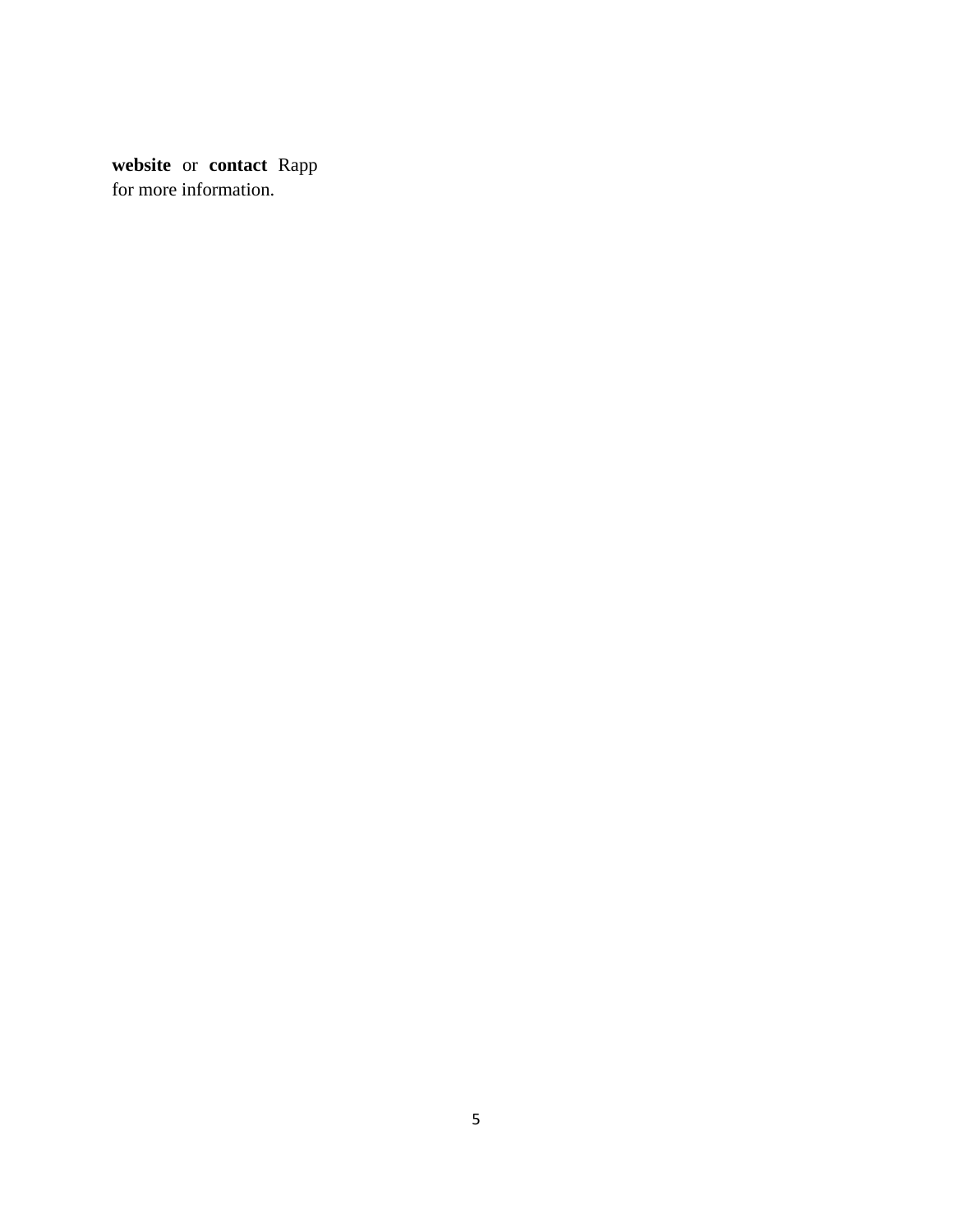**website** or **contact** Rapp for more information.